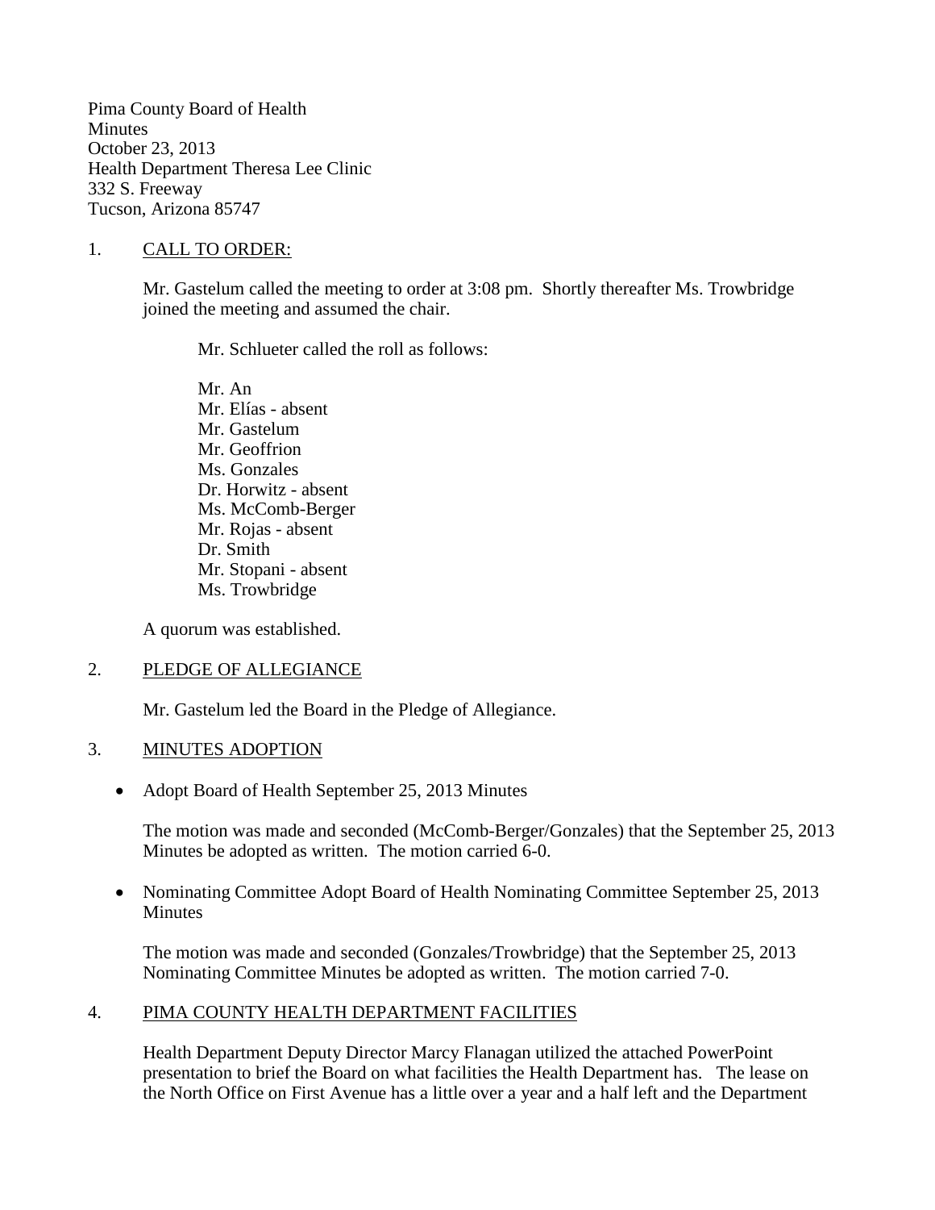Pima County Board of Health
Minutes
October 23, 2013
Health Department Theresa Lee Clinic
332 S. Freeway
Tucson, Arizona 85747

1. <u>CALL TO ORDER:</u>

   Mr. Gastelum called the meeting to order at 3:08 pm. Shortly thereafter Ms. Trowbridge joined the meeting and assumed the chair.

   Mr. Schlueter called the roll as follows:

   Mr. An
   Mr. Elías - absent
   Mr. Gastelum
   Mr. Geoffrion
   Ms. Gonzales
   Dr. Horwitz - absent
   Ms. McComb-Berger
   Mr. Rojas - absent
   Dr. Smith
   Mr. Stopani - absent
   Ms. Trowbridge

   A quorum was established.

2. <u>PLEDGE OF ALLEGIANCE</u>

   Mr. Gastelum led the Board in the Pledge of Allegiance.

3. <u>MINUTES ADOPTION</u>

   - Adopt Board of Health September 25, 2013 Minutes

     The motion was made and seconded (McComb-Berger/Gonzales) that the September 25, 2013 Minutes be adopted as written. The motion carried 6-0.

   - Nominating Committee Adopt Board of Health Nominating Committee September 25, 2013 Minutes

     The motion was made and seconded (Gonzales/Trowbridge) that the September 25, 2013 Nominating Committee Minutes be adopted as written. The motion carried 7-0.

4. <u>PIMA COUNTY HEALTH DEPARTMENT FACILITIES</u>

   Health Department Deputy Director Marcy Flanagan utilized the attached PowerPoint presentation to brief the Board on what facilities the Health Department has. The lease on the North Office on First Avenue has a little over a year and a half left and the Department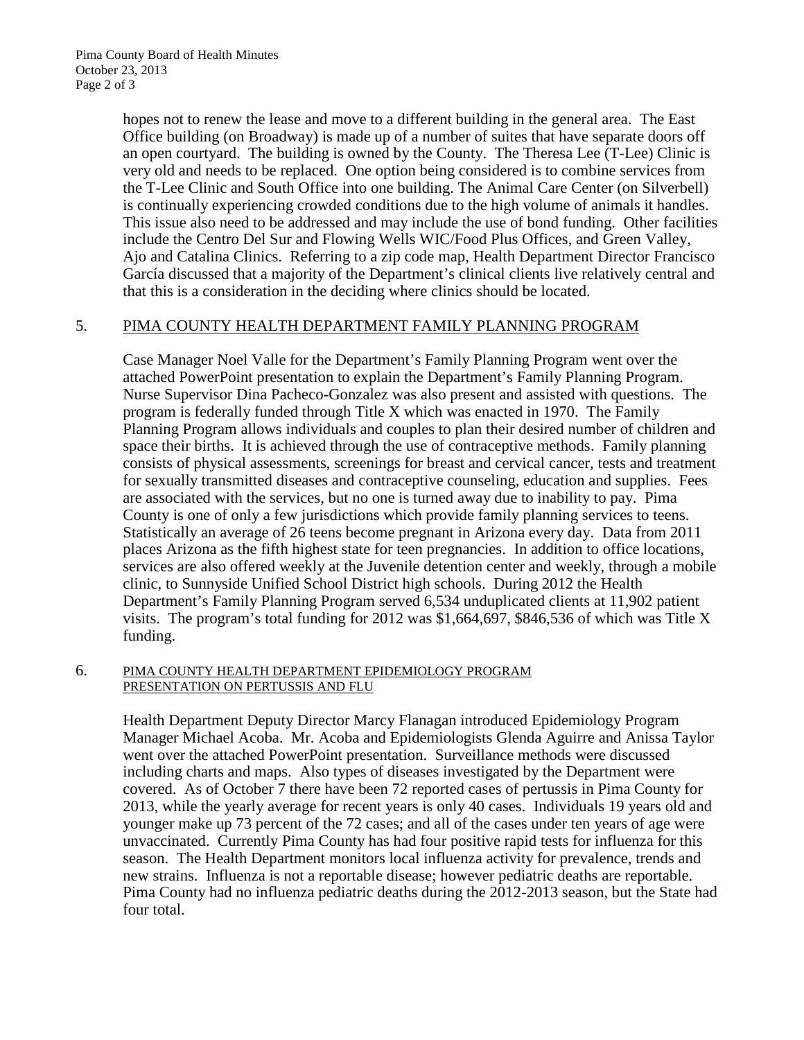hopes not to renew the lease and move to a different building in the general area. The East Office building (on Broadway) is made up of a number of suites that have separate doors off an open courtyard. The building is owned by the County. The Theresa Lee (T-Lee) Clinic is very old and needs to be replaced. One option being considered is to combine services from the T-Lee Clinic and South Office into one building. The Animal Care Center (on Silverbell) is continually experiencing crowded conditions due to the high volume of animals it handles. This issue also need to be addressed and may include the use of bond funding. Other facilities include the Centro Del Sur and Flowing Wells WIC/Food Plus Offices, and Green Valley, Ajo and Catalina Clinics. Referring to a zip code map, Health Department Director Francisco García discussed that a majority of the Department's clinical clients live relatively central and that this is a consideration in the deciding where clinics should be located.

5. PIMA COUNTY HEALTH DEPARTMENT FAMILY PLANNING PROGRAM

Case Manager Noel Valle for the Department's Family Planning Program went over the attached PowerPoint presentation to explain the Department's Family Planning Program. Nurse Supervisor Dina Pacheco-Gonzalez was also present and assisted with questions. The program is federally funded through Title X which was enacted in 1970. The Family Planning Program allows individuals and couples to plan their desired number of children and space their births. It is achieved through the use of contraceptive methods. Family planning consists of physical assessments, screenings for breast and cervical cancer, tests and treatment for sexually transmitted diseases and contraceptive counseling, education and supplies. Fees are associated with the services, but no one is turned away due to inability to pay. Pima County is one of only a few jurisdictions which provide family planning services to teens. Statistically an average of 26 teens become pregnant in Arizona every day. Data from 2011 places Arizona as the fifth highest state for teen pregnancies. In addition to office locations, services are also offered weekly at the Juvenile detention center and weekly, through a mobile clinic, to Sunnyside Unified School District high schools. During 2012 the Health Department's Family Planning Program served 6,534 unduplicated clients at 11,902 patient visits. The program's total funding for 2012 was $1,664,697, $846,536 of which was Title X funding.

6. PIMA COUNTY HEALTH DEPARTMENT EPIDEMIOLOGY PROGRAM PRESENTATION ON PERTUSSIS AND FLU

Health Department Deputy Director Marcy Flanagan introduced Epidemiology Program Manager Michael Acoba. Mr. Acoba and Epidemiologists Glenda Aguirre and Anissa Taylor went over the attached PowerPoint presentation. Surveillance methods were discussed including charts and maps. Also types of diseases investigated by the Department were covered. As of October 7 there have been 72 reported cases of pertussis in Pima County for 2013, while the yearly average for recent years is only 40 cases. Individuals 19 years old and younger make up 73 percent of the 72 cases; and all of the cases under ten years of age were unvaccinated. Currently Pima County has had four positive rapid tests for influenza for this season. The Health Department monitors local influenza activity for prevalence, trends and new strains. Influenza is not a reportable disease; however pediatric deaths are reportable. Pima County had no influenza pediatric deaths during the 2012-2013 season, but the State had four total.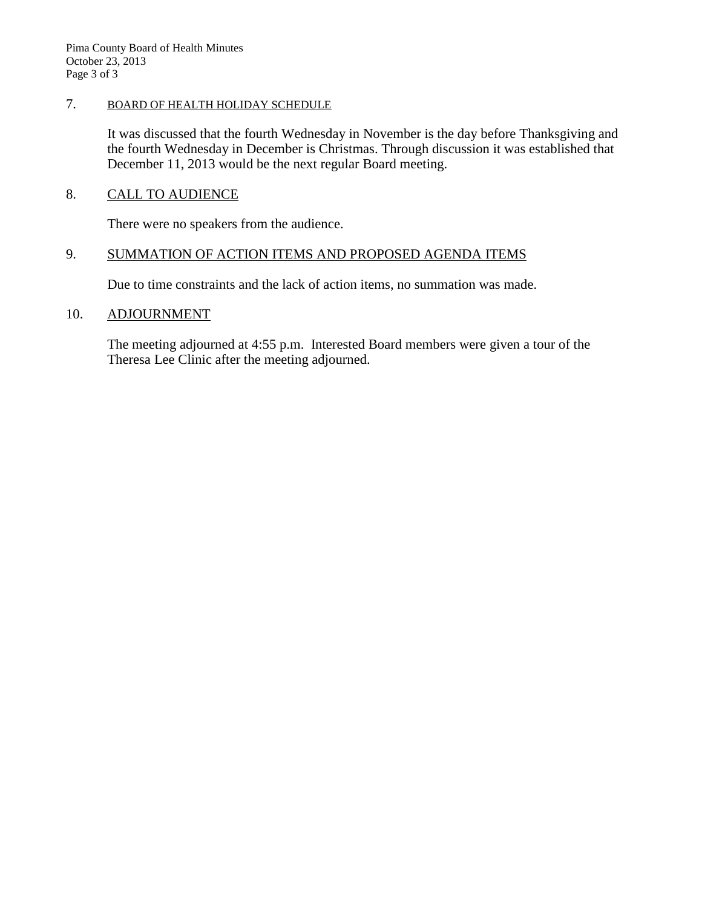7. BOARD OF HEALTH HOLIDAY SCHEDULE

It was discussed that the fourth Wednesday in November is the day before Thanksgiving and the fourth Wednesday in December is Christmas. Through discussion it was established that December 11, 2013 would be the next regular Board meeting.

8. CALL TO AUDIENCE

There were no speakers from the audience.

9. SUMMATION OF ACTION ITEMS AND PROPOSED AGENDA ITEMS

Due to time constraints and the lack of action items, no summation was made.

10. ADJOURNMENT

The meeting adjourned at 4:55 p.m. Interested Board members were given a tour of the Theresa Lee Clinic after the meeting adjourned.